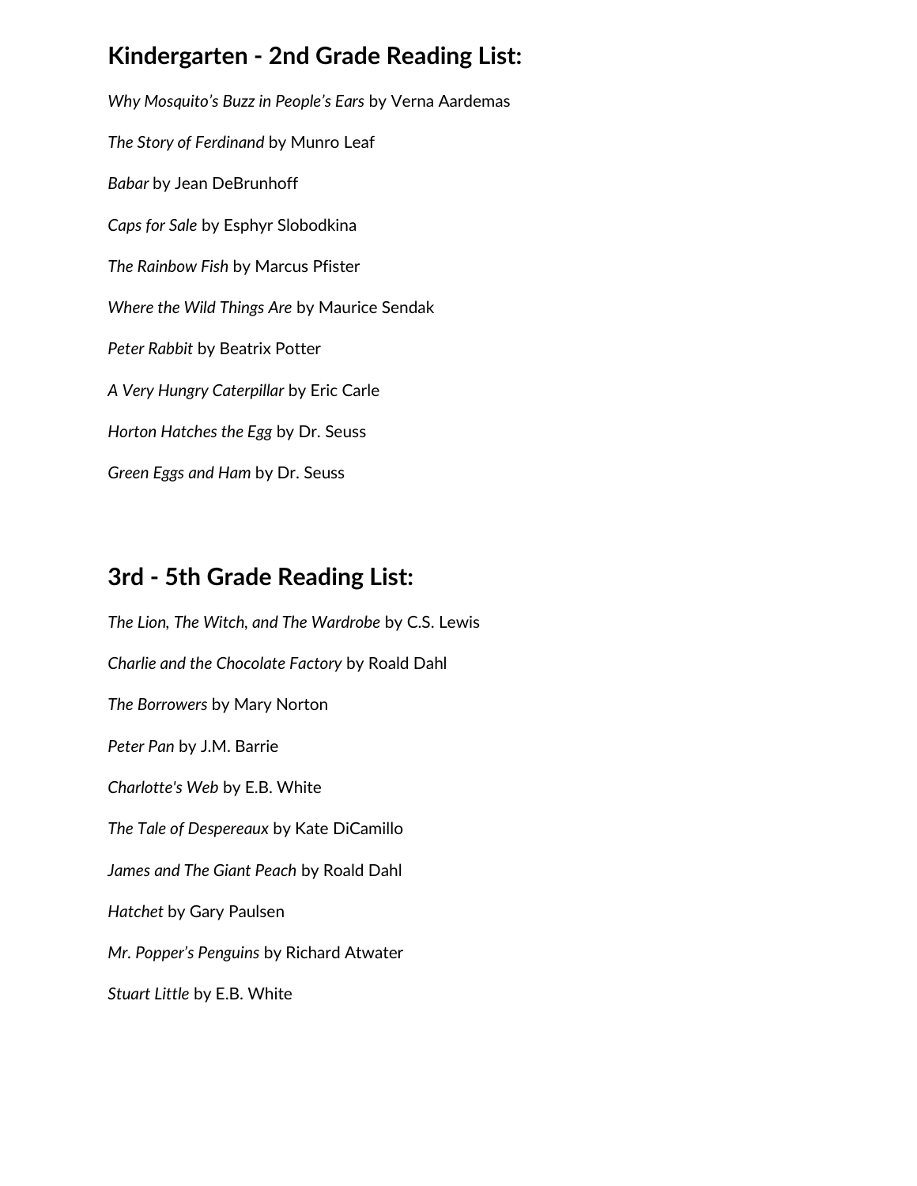## Kindergarten - 2nd Grade Reading List:

*Why Mosquito's Buzz in People's Ears* by Verna Aardemas

*The Story of Ferdinand* by Munro Leaf

*Babar* by Jean DeBrunhoff

*Caps for Sale* by Esphyr Slobodkina

*The Rainbow Fish* by Marcus Pfister

*Where the Wild Things Are* by Maurice Sendak

*Peter Rabbit* by Beatrix Potter

*A Very Hungry Caterpillar* by Eric Carle

*Horton Hatches the Egg* by Dr. Seuss

*Green Eggs and Ham* by Dr. Seuss

## 3rd - 5th Grade Reading List:

*The Lion, The Witch, and The Wardrobe* by C.S. Lewis

*Charlie and the Chocolate Factory* by Roald Dahl

*The Borrowers* by Mary Norton

*Peter Pan* by J.M. Barrie

*Charlotte's Web* by E.B. White

*The Tale of Despereaux* by Kate DiCamillo

*James and The Giant Peach* by Roald Dahl

*Hatchet* by Gary Paulsen

*Mr. Popper's Penguins* by Richard Atwater

*Stuart Little* by E.B. White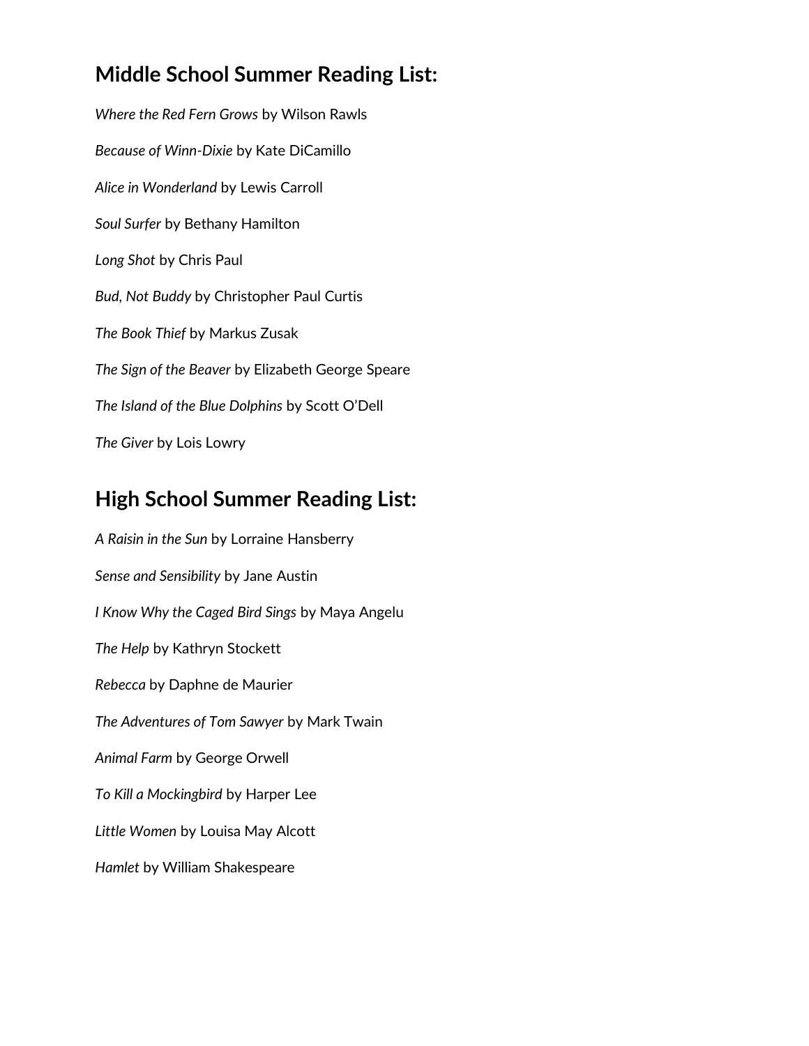## Middle School Summer Reading List:

*Where the Red Fern Grows* by Wilson Rawls

*Because of Winn-Dixie* by Kate DiCamillo

*Alice in Wonderland* by Lewis Carroll

*Soul Surfer* by Bethany Hamilton

*Long Shot* by Chris Paul

*Bud, Not Buddy* by Christopher Paul Curtis

*The Book Thief* by Markus Zusak

*The Sign of the Beaver* by Elizabeth George Speare

*The Island of the Blue Dolphins* by Scott O'Dell

*The Giver* by Lois Lowry

## High School Summer Reading List:

*A Raisin in the Sun* by Lorraine Hansberry

*Sense and Sensibility* by Jane Austin

*I Know Why the Caged Bird Sings* by Maya Angelu

*The Help* by Kathryn Stockett

*Rebecca* by Daphne de Maurier

*The Adventures of Tom Sawyer* by Mark Twain

*Animal Farm* by George Orwell

*To Kill a Mockingbird* by Harper Lee

*Little Women* by Louisa May Alcott

*Hamlet* by William Shakespeare